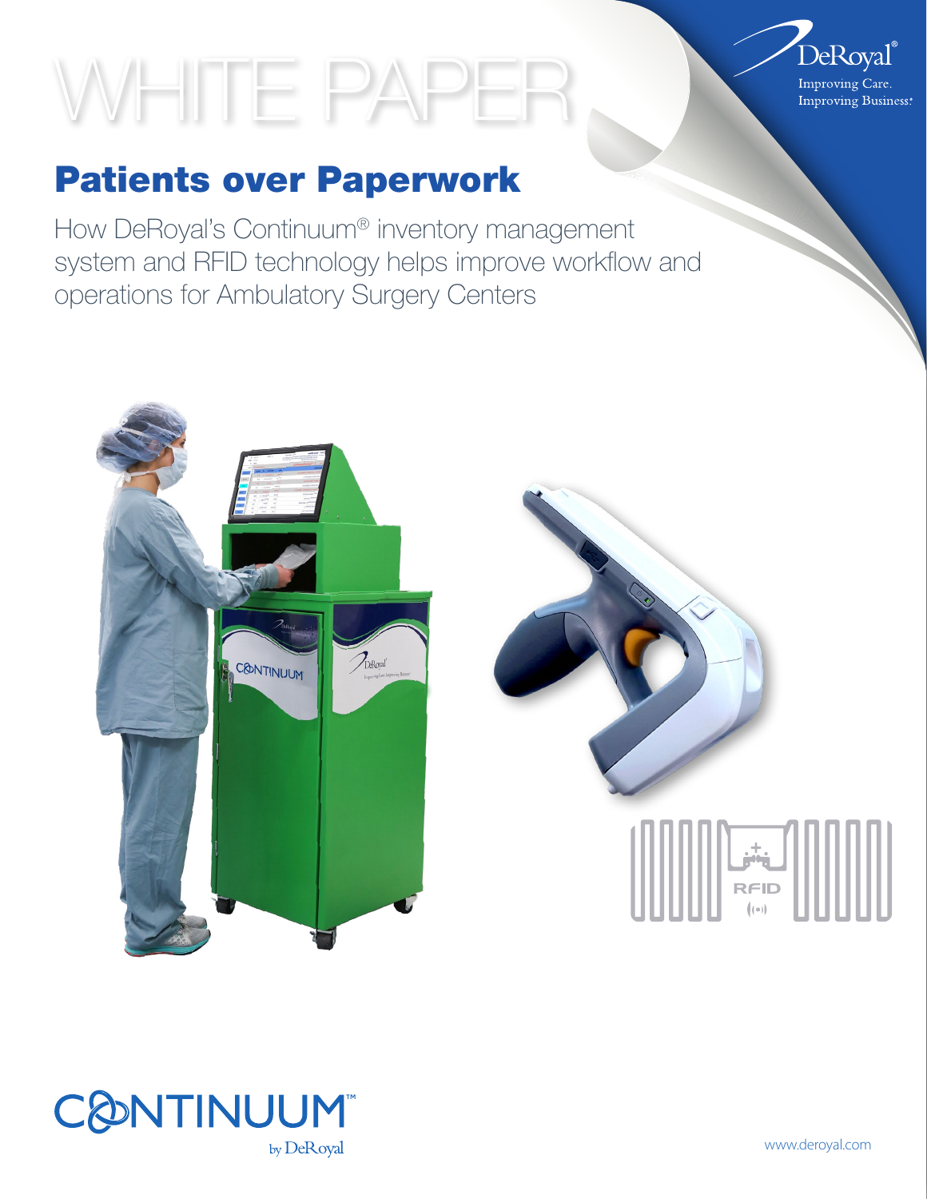# WHITE PAPER

DeRoyal®
Improving Care.
Improving Business.®

## Patients over Paperwork

How DeRoyal's Continuum® inventory management system and RFID technology helps improve workflow and operations for Ambulatory Surgery Centers

CONTINUUM™
by DeRoyal

www.deroyal.com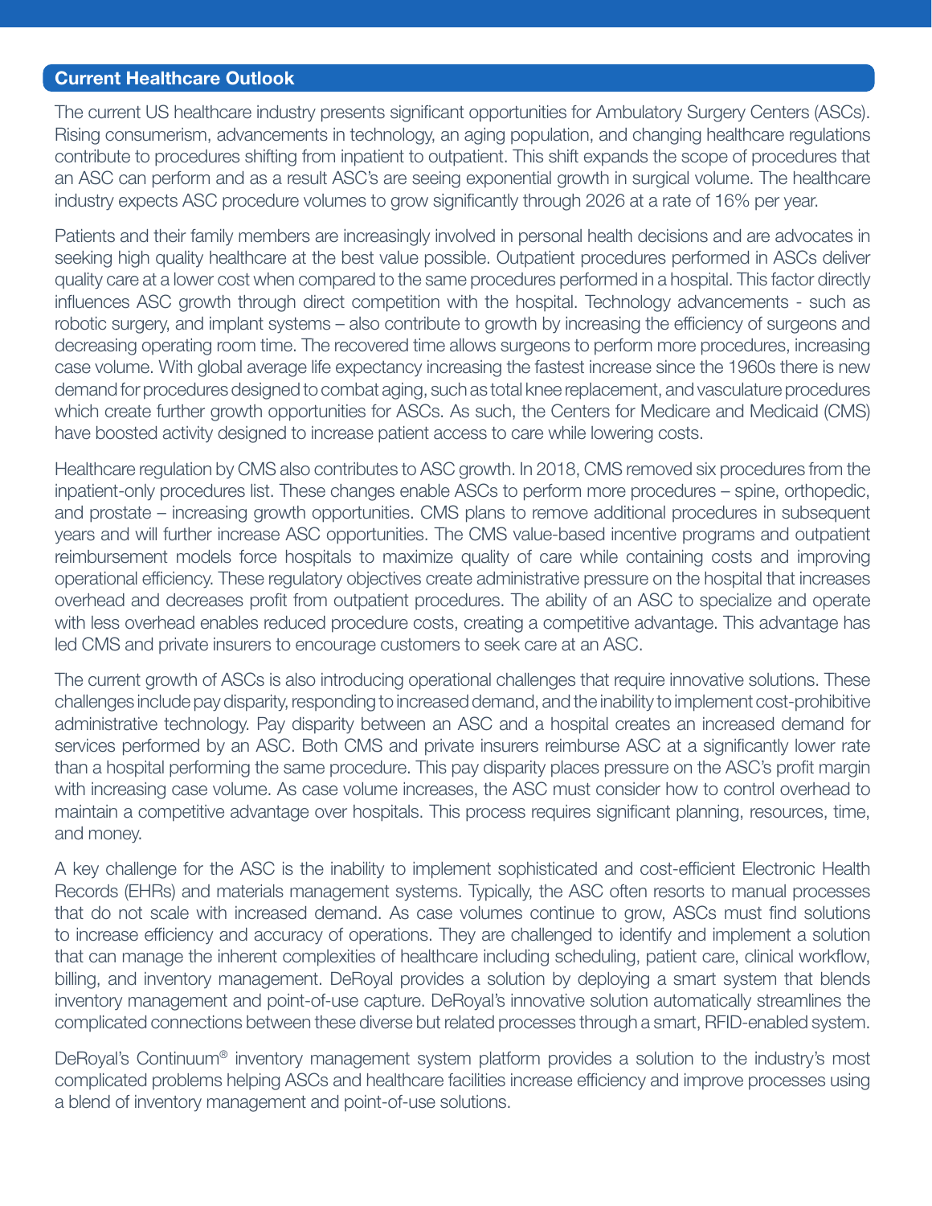## Current Healthcare Outlook

The current US healthcare industry presents significant opportunities for Ambulatory Surgery Centers (ASCs). Rising consumerism, advancements in technology, an aging population, and changing healthcare regulations contribute to procedures shifting from inpatient to outpatient. This shift expands the scope of procedures that an ASC can perform and as a result ASC's are seeing exponential growth in surgical volume. The healthcare industry expects ASC procedure volumes to grow significantly through 2026 at a rate of 16% per year.

Patients and their family members are increasingly involved in personal health decisions and are advocates in seeking high quality healthcare at the best value possible. Outpatient procedures performed in ASCs deliver quality care at a lower cost when compared to the same procedures performed in a hospital. This factor directly influences ASC growth through direct competition with the hospital. Technology advancements - such as robotic surgery, and implant systems – also contribute to growth by increasing the efficiency of surgeons and decreasing operating room time. The recovered time allows surgeons to perform more procedures, increasing case volume. With global average life expectancy increasing the fastest increase since the 1960s there is new demand for procedures designed to combat aging, such as total knee replacement, and vasculature procedures which create further growth opportunities for ASCs. As such, the Centers for Medicare and Medicaid (CMS) have boosted activity designed to increase patient access to care while lowering costs.

Healthcare regulation by CMS also contributes to ASC growth. In 2018, CMS removed six procedures from the inpatient-only procedures list. These changes enable ASCs to perform more procedures – spine, orthopedic, and prostate – increasing growth opportunities. CMS plans to remove additional procedures in subsequent years and will further increase ASC opportunities. The CMS value-based incentive programs and outpatient reimbursement models force hospitals to maximize quality of care while containing costs and improving operational efficiency. These regulatory objectives create administrative pressure on the hospital that increases overhead and decreases profit from outpatient procedures. The ability of an ASC to specialize and operate with less overhead enables reduced procedure costs, creating a competitive advantage. This advantage has led CMS and private insurers to encourage customers to seek care at an ASC.

The current growth of ASCs is also introducing operational challenges that require innovative solutions. These challenges include pay disparity, responding to increased demand, and the inability to implement cost-prohibitive administrative technology. Pay disparity between an ASC and a hospital creates an increased demand for services performed by an ASC. Both CMS and private insurers reimburse ASC at a significantly lower rate than a hospital performing the same procedure. This pay disparity places pressure on the ASC's profit margin with increasing case volume. As case volume increases, the ASC must consider how to control overhead to maintain a competitive advantage over hospitals. This process requires significant planning, resources, time, and money.

A key challenge for the ASC is the inability to implement sophisticated and cost-efficient Electronic Health Records (EHRs) and materials management systems. Typically, the ASC often resorts to manual processes that do not scale with increased demand. As case volumes continue to grow, ASCs must find solutions to increase efficiency and accuracy of operations. They are challenged to identify and implement a solution that can manage the inherent complexities of healthcare including scheduling, patient care, clinical workflow, billing, and inventory management. DeRoyal provides a solution by deploying a smart system that blends inventory management and point-of-use capture. DeRoyal's innovative solution automatically streamlines the complicated connections between these diverse but related processes through a smart, RFID-enabled system.

DeRoyal's Continuum® inventory management system platform provides a solution to the industry's most complicated problems helping ASCs and healthcare facilities increase efficiency and improve processes using a blend of inventory management and point-of-use solutions.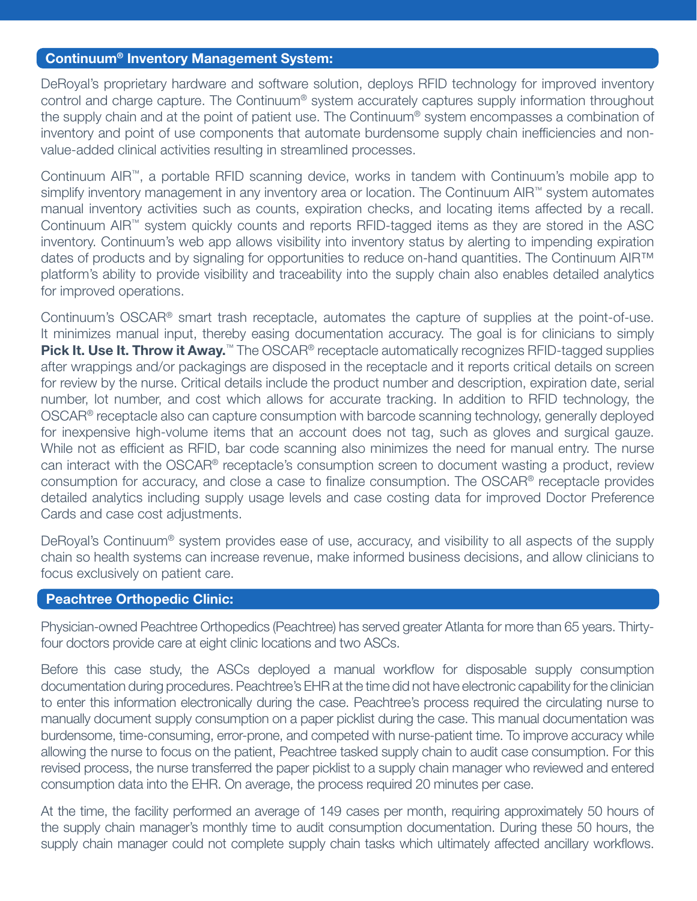## Continuum® Inventory Management System:

DeRoyal's proprietary hardware and software solution, deploys RFID technology for improved inventory control and charge capture. The Continuum® system accurately captures supply information throughout the supply chain and at the point of patient use. The Continuum® system encompasses a combination of inventory and point of use components that automate burdensome supply chain inefficiencies and non-value-added clinical activities resulting in streamlined processes.

Continuum AIR™, a portable RFID scanning device, works in tandem with Continuum's mobile app to simplify inventory management in any inventory area or location. The Continuum AIR™ system automates manual inventory activities such as counts, expiration checks, and locating items affected by a recall. Continuum AIR™ system quickly counts and reports RFID-tagged items as they are stored in the ASC inventory. Continuum's web app allows visibility into inventory status by alerting to impending expiration dates of products and by signaling for opportunities to reduce on-hand quantities. The Continuum AIR™ platform's ability to provide visibility and traceability into the supply chain also enables detailed analytics for improved operations.

Continuum's OSCAR® smart trash receptacle, automates the capture of supplies at the point-of-use. It minimizes manual input, thereby easing documentation accuracy. The goal is for clinicians to simply **Pick It. Use It. Throw it Away.**™ The OSCAR® receptacle automatically recognizes RFID-tagged supplies after wrappings and/or packagings are disposed in the receptacle and it reports critical details on screen for review by the nurse. Critical details include the product number and description, expiration date, serial number, lot number, and cost which allows for accurate tracking. In addition to RFID technology, the OSCAR® receptacle also can capture consumption with barcode scanning technology, generally deployed for inexpensive high-volume items that an account does not tag, such as gloves and surgical gauze. While not as efficient as RFID, bar code scanning also minimizes the need for manual entry. The nurse can interact with the OSCAR® receptacle's consumption screen to document wasting a product, review consumption for accuracy, and close a case to finalize consumption. The OSCAR® receptacle provides detailed analytics including supply usage levels and case costing data for improved Doctor Preference Cards and case cost adjustments.

DeRoyal's Continuum® system provides ease of use, accuracy, and visibility to all aspects of the supply chain so health systems can increase revenue, make informed business decisions, and allow clinicians to focus exclusively on patient care.

## Peachtree Orthopedic Clinic:

Physician-owned Peachtree Orthopedics (Peachtree) has served greater Atlanta for more than 65 years. Thirty-four doctors provide care at eight clinic locations and two ASCs.

Before this case study, the ASCs deployed a manual workflow for disposable supply consumption documentation during procedures. Peachtree's EHR at the time did not have electronic capability for the clinician to enter this information electronically during the case. Peachtree's process required the circulating nurse to manually document supply consumption on a paper picklist during the case. This manual documentation was burdensome, time-consuming, error-prone, and competed with nurse-patient time. To improve accuracy while allowing the nurse to focus on the patient, Peachtree tasked supply chain to audit case consumption. For this revised process, the nurse transferred the paper picklist to a supply chain manager who reviewed and entered consumption data into the EHR. On average, the process required 20 minutes per case.

At the time, the facility performed an average of 149 cases per month, requiring approximately 50 hours of the supply chain manager's monthly time to audit consumption documentation. During these 50 hours, the supply chain manager could not complete supply chain tasks which ultimately affected ancillary workflows.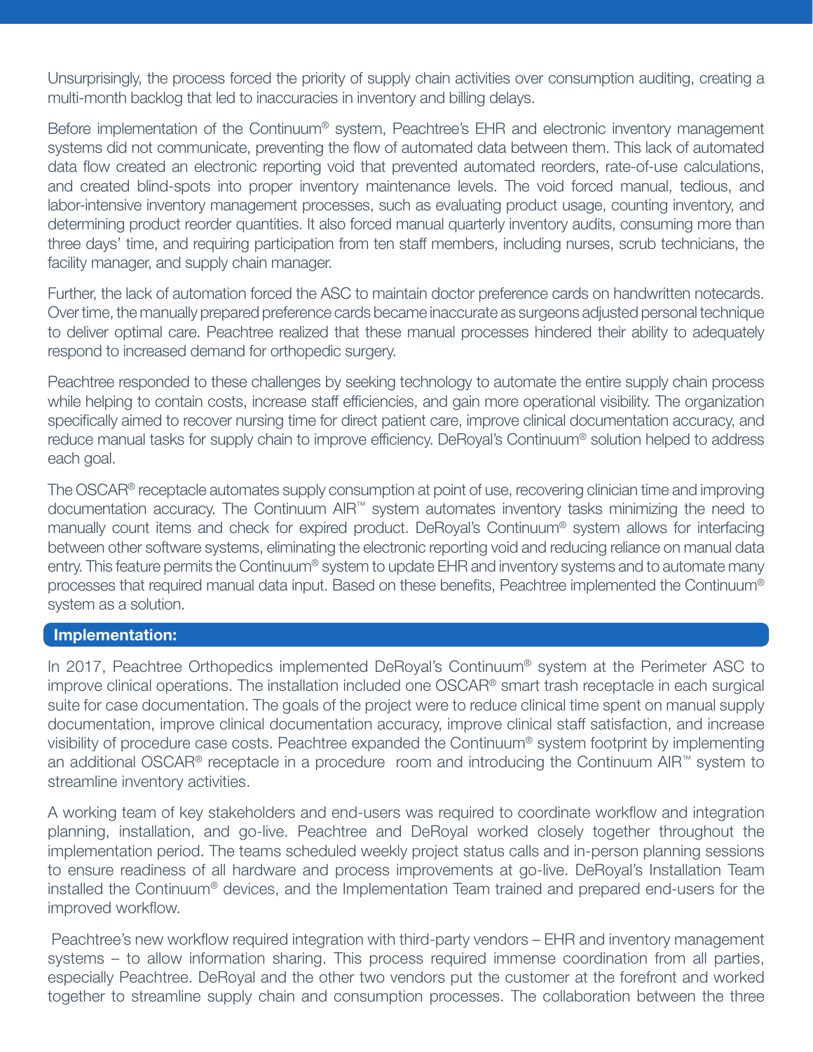Unsurprisingly, the process forced the priority of supply chain activities over consumption auditing, creating a multi-month backlog that led to inaccuracies in inventory and billing delays.

Before implementation of the Continuum® system, Peachtree's EHR and electronic inventory management systems did not communicate, preventing the flow of automated data between them. This lack of automated data flow created an electronic reporting void that prevented automated reorders, rate-of-use calculations, and created blind-spots into proper inventory maintenance levels. The void forced manual, tedious, and labor-intensive inventory management processes, such as evaluating product usage, counting inventory, and determining product reorder quantities. It also forced manual quarterly inventory audits, consuming more than three days' time, and requiring participation from ten staff members, including nurses, scrub technicians, the facility manager, and supply chain manager.

Further, the lack of automation forced the ASC to maintain doctor preference cards on handwritten notecards. Over time, the manually prepared preference cards became inaccurate as surgeons adjusted personal technique to deliver optimal care. Peachtree realized that these manual processes hindered their ability to adequately respond to increased demand for orthopedic surgery.

Peachtree responded to these challenges by seeking technology to automate the entire supply chain process while helping to contain costs, increase staff efficiencies, and gain more operational visibility. The organization specifically aimed to recover nursing time for direct patient care, improve clinical documentation accuracy, and reduce manual tasks for supply chain to improve efficiency. DeRoyal's Continuum® solution helped to address each goal.

The OSCAR® receptacle automates supply consumption at point of use, recovering clinician time and improving documentation accuracy. The Continuum AIR™ system automates inventory tasks minimizing the need to manually count items and check for expired product. DeRoyal's Continuum® system allows for interfacing between other software systems, eliminating the electronic reporting void and reducing reliance on manual data entry. This feature permits the Continuum® system to update EHR and inventory systems and to automate many processes that required manual data input. Based on these benefits, Peachtree implemented the Continuum® system as a solution.

## Implementation:

In 2017, Peachtree Orthopedics implemented DeRoyal's Continuum® system at the Perimeter ASC to improve clinical operations. The installation included one OSCAR® smart trash receptacle in each surgical suite for case documentation. The goals of the project were to reduce clinical time spent on manual supply documentation, improve clinical documentation accuracy, improve clinical staff satisfaction, and increase visibility of procedure case costs. Peachtree expanded the Continuum® system footprint by implementing an additional OSCAR® receptacle in a procedure room and introducing the Continuum AIR™ system to streamline inventory activities.

A working team of key stakeholders and end-users was required to coordinate workflow and integration planning, installation, and go-live. Peachtree and DeRoyal worked closely together throughout the implementation period. The teams scheduled weekly project status calls and in-person planning sessions to ensure readiness of all hardware and process improvements at go-live. DeRoyal's Installation Team installed the Continuum® devices, and the Implementation Team trained and prepared end-users for the improved workflow.

Peachtree's new workflow required integration with third-party vendors – EHR and inventory management systems – to allow information sharing. This process required immense coordination from all parties, especially Peachtree. DeRoyal and the other two vendors put the customer at the forefront and worked together to streamline supply chain and consumption processes. The collaboration between the three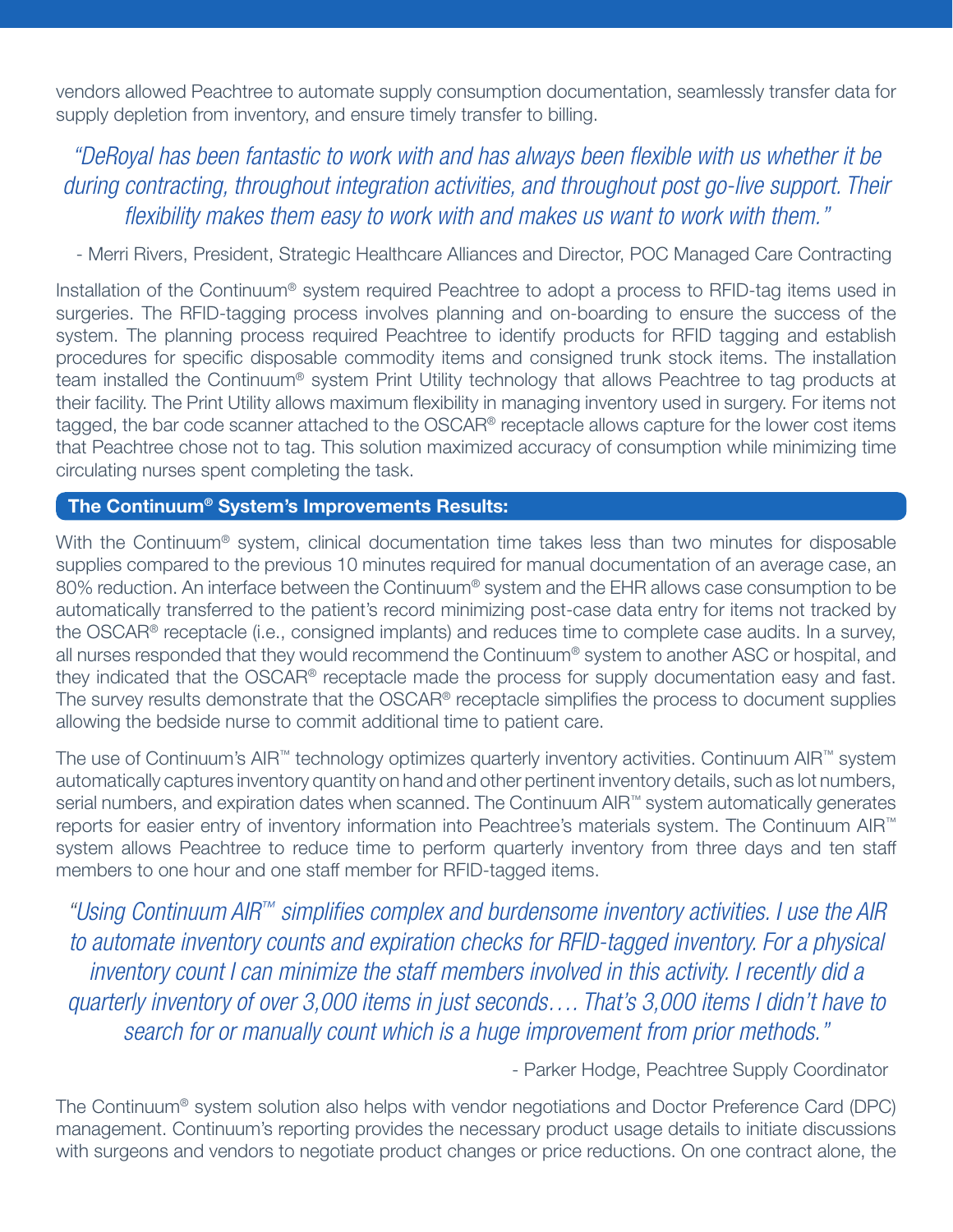vendors allowed Peachtree to automate supply consumption documentation, seamlessly transfer data for supply depletion from inventory, and ensure timely transfer to billing.

*"DeRoyal has been fantastic to work with and has always been flexible with us whether it be during contracting, throughout integration activities, and throughout post go-live support. Their flexibility makes them easy to work with and makes us want to work with them."*

- Merri Rivers, President, Strategic Healthcare Alliances and Director, POC Managed Care Contracting

Installation of the Continuum® system required Peachtree to adopt a process to RFID-tag items used in surgeries. The RFID-tagging process involves planning and on-boarding to ensure the success of the system. The planning process required Peachtree to identify products for RFID tagging and establish procedures for specific disposable commodity items and consigned trunk stock items. The installation team installed the Continuum® system Print Utility technology that allows Peachtree to tag products at their facility. The Print Utility allows maximum flexibility in managing inventory used in surgery. For items not tagged, the bar code scanner attached to the OSCAR® receptacle allows capture for the lower cost items that Peachtree chose not to tag. This solution maximized accuracy of consumption while minimizing time circulating nurses spent completing the task.

## The Continuum® System's Improvements Results:

With the Continuum® system, clinical documentation time takes less than two minutes for disposable supplies compared to the previous 10 minutes required for manual documentation of an average case, an 80% reduction. An interface between the Continuum® system and the EHR allows case consumption to be automatically transferred to the patient's record minimizing post-case data entry for items not tracked by the OSCAR® receptacle (i.e., consigned implants) and reduces time to complete case audits. In a survey, all nurses responded that they would recommend the Continuum® system to another ASC or hospital, and they indicated that the OSCAR® receptacle made the process for supply documentation easy and fast. The survey results demonstrate that the OSCAR® receptacle simplifies the process to document supplies allowing the bedside nurse to commit additional time to patient care.

The use of Continuum's AIR™ technology optimizes quarterly inventory activities. Continuum AIR™ system automatically captures inventory quantity on hand and other pertinent inventory details, such as lot numbers, serial numbers, and expiration dates when scanned. The Continuum AIR™ system automatically generates reports for easier entry of inventory information into Peachtree's materials system. The Continuum AIR™ system allows Peachtree to reduce time to perform quarterly inventory from three days and ten staff members to one hour and one staff member for RFID-tagged items.

*"Using Continuum AIR™ simplifies complex and burdensome inventory activities. I use the AIR to automate inventory counts and expiration checks for RFID-tagged inventory. For a physical inventory count I can minimize the staff members involved in this activity. I recently did a quarterly inventory of over 3,000 items in just seconds…. That's 3,000 items I didn't have to search for or manually count which is a huge improvement from prior methods."*

- Parker Hodge, Peachtree Supply Coordinator

The Continuum® system solution also helps with vendor negotiations and Doctor Preference Card (DPC) management. Continuum's reporting provides the necessary product usage details to initiate discussions with surgeons and vendors to negotiate product changes or price reductions. On one contract alone, the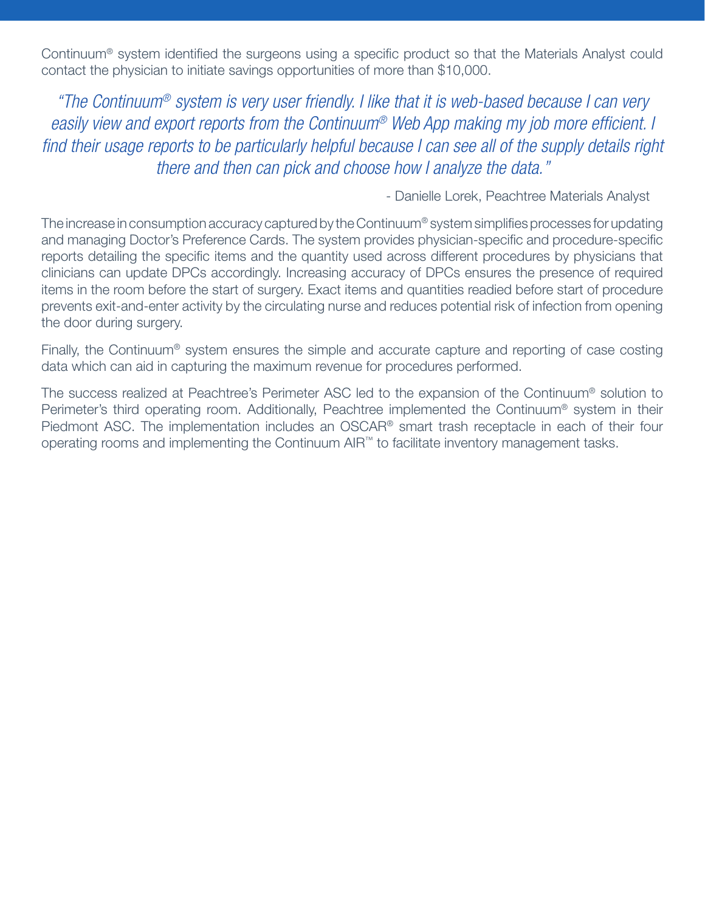Continuum® system identified the surgeons using a specific product so that the Materials Analyst could contact the physician to initiate savings opportunities of more than $10,000.

*"The Continuum® system is very user friendly. I like that it is web-based because I can very easily view and export reports from the Continuum® Web App making my job more efficient. I find their usage reports to be particularly helpful because I can see all of the supply details right there and then can pick and choose how I analyze the data."*

- Danielle Lorek, Peachtree Materials Analyst

The increase in consumption accuracy captured by the Continuum® system simplifies processes for updating and managing Doctor's Preference Cards. The system provides physician-specific and procedure-specific reports detailing the specific items and the quantity used across different procedures by physicians that clinicians can update DPCs accordingly. Increasing accuracy of DPCs ensures the presence of required items in the room before the start of surgery. Exact items and quantities readied before start of procedure prevents exit-and-enter activity by the circulating nurse and reduces potential risk of infection from opening the door during surgery.

Finally, the Continuum® system ensures the simple and accurate capture and reporting of case costing data which can aid in capturing the maximum revenue for procedures performed.

The success realized at Peachtree's Perimeter ASC led to the expansion of the Continuum® solution to Perimeter's third operating room. Additionally, Peachtree implemented the Continuum® system in their Piedmont ASC. The implementation includes an OSCAR® smart trash receptacle in each of their four operating rooms and implementing the Continuum AIR™ to facilitate inventory management tasks.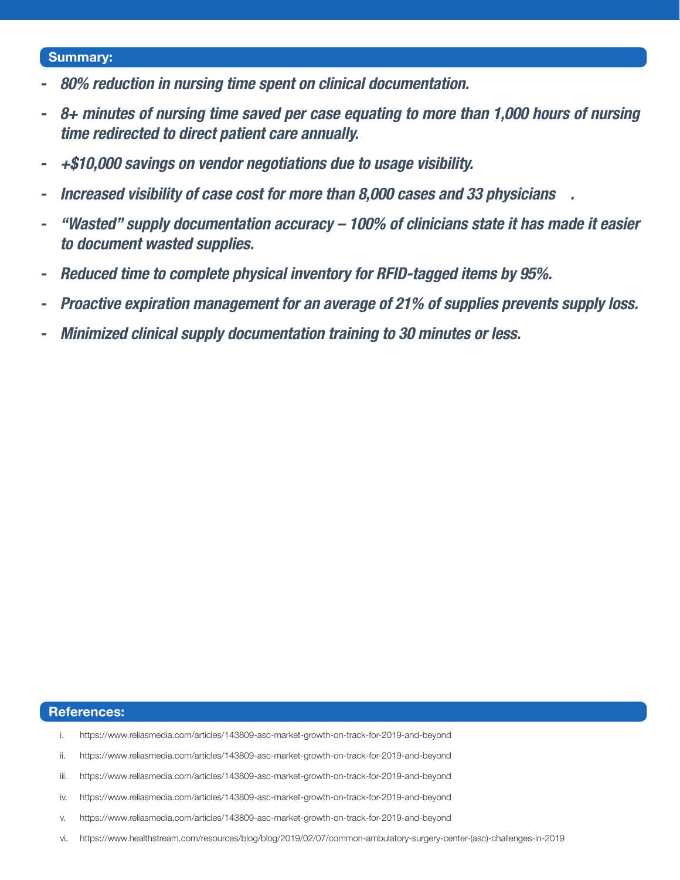## Summary:

- *80% reduction in nursing time spent on clinical documentation.*
- *8+ minutes of nursing time saved per case equating to more than 1,000 hours of nursing time redirected to direct patient care annually.*
- *+$10,000 savings on vendor negotiations due to usage visibility.*
- *Increased visibility of case cost for more than 8,000 cases and 33 physicians .*
- *"Wasted" supply documentation accuracy – 100% of clinicians state it has made it easier to document wasted supplies.*
- *Reduced time to complete physical inventory for RFID-tagged items by 95%.*
- *Proactive expiration management for an average of 21% of supplies prevents supply loss.*
- *Minimized clinical supply documentation training to 30 minutes or less.*

## References:

i. https://www.reliasmedia.com/articles/143809-asc-market-growth-on-track-for-2019-and-beyond

ii. https://www.reliasmedia.com/articles/143809-asc-market-growth-on-track-for-2019-and-beyond

iii. https://www.reliasmedia.com/articles/143809-asc-market-growth-on-track-for-2019-and-beyond

iv. https://www.reliasmedia.com/articles/143809-asc-market-growth-on-track-for-2019-and-beyond

v. https://www.reliasmedia.com/articles/143809-asc-market-growth-on-track-for-2019-and-beyond

vi. https://www.healthstream.com/resources/blog/blog/2019/02/07/common-ambulatory-surgery-center-(asc)-challenges-in-2019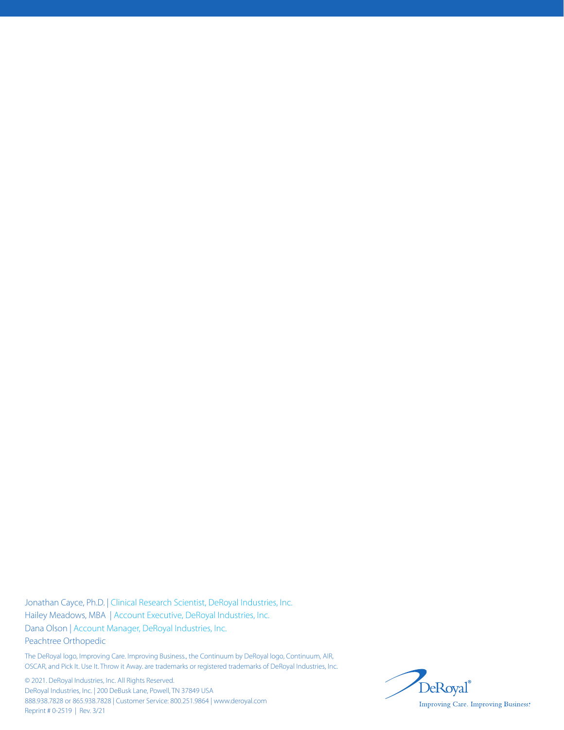Jonathan Cayce, Ph.D. | Clinical Research Scientist, DeRoyal Industries, Inc.
Hailey Meadows, MBA | Account Executive, DeRoyal Industries, Inc.
Dana Olson | Account Manager, DeRoyal Industries, Inc.
Peachtree Orthopedic

The DeRoyal logo, Improving Care. Improving Business., the Continuum by DeRoyal logo, Continuum, AIR, OSCAR, and Pick It. Use It. Throw it Away. are trademarks or registered trademarks of DeRoyal Industries, Inc.

© 2021. DeRoyal Industries, Inc. All Rights Reserved.
DeRoyal Industries, Inc. | 200 DeBusk Lane, Powell, TN 37849 USA
888.938.7828 or 865.938.7828 | Customer Service: 800.251.9864 | www.deroyal.com
Reprint # 0-2519 | Rev. 3/21

DeRoyal®
Improving Care. Improving Business.®